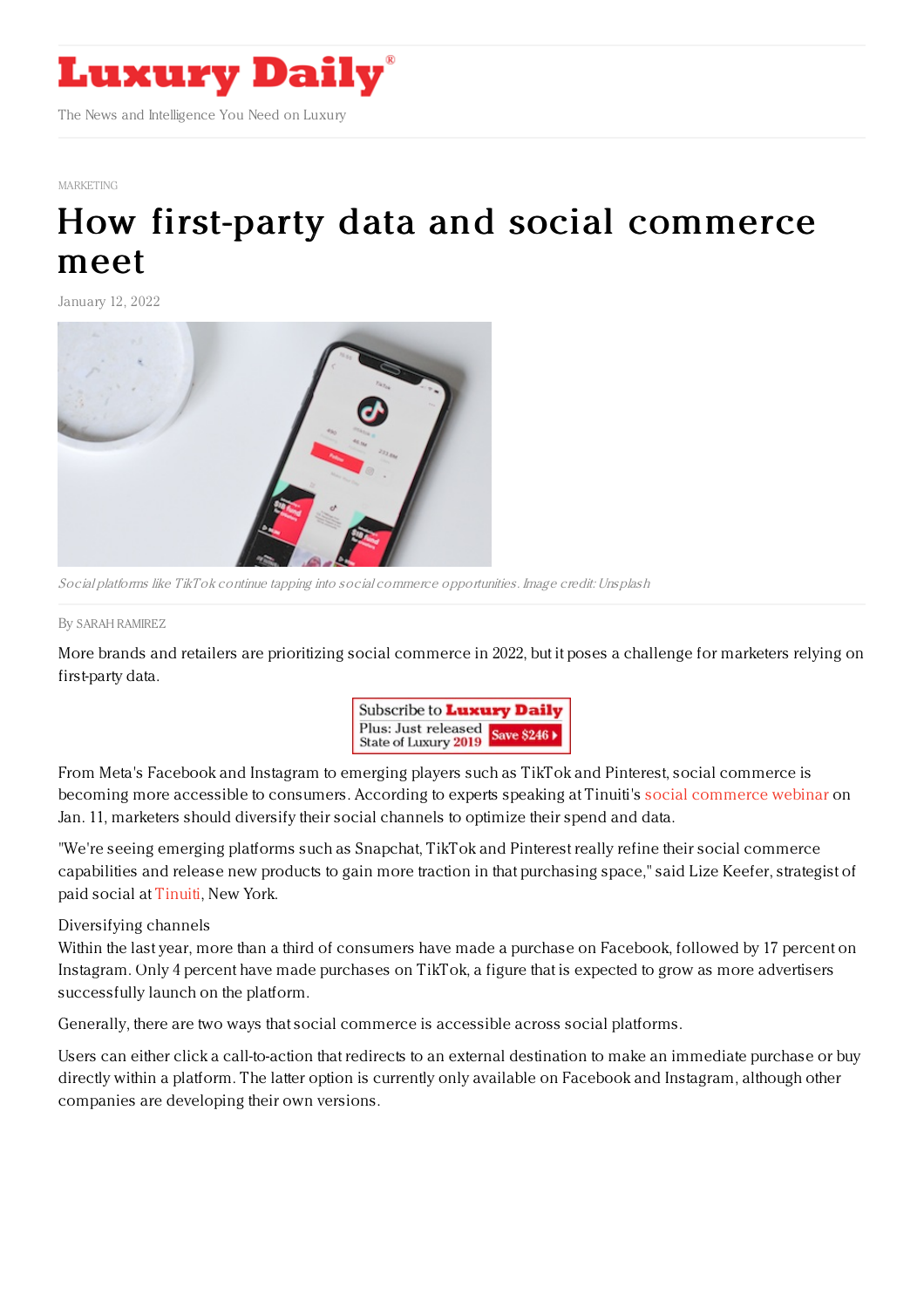MARKETING

# How first-party data and social commerce meet

January 12, 2022

*Social platforms like TikTok continue tapping into social commerce opportunities. Image credit: Unsplash*

By SARAH RAMIREZ

More brands and retailers are prioritizing social commerce in 2022, but it poses a challenge for marketers relying on first-party data.

From Meta's Facebook and Instagram to emerging players such as TikTok and Pinterest, social commerce is becoming more accessible to consumers. According to experts speaking at Tinuiti's social commerce webinar on Jan. 11, marketers should diversify their social channels to optimize their spend and data.

"We're seeing emerging platforms such as Snapchat, TikTok and Pinterest really refine their social commerce capabilities and release new products to gain more traction in that purchasing space," said Lize Keefer, strategist of paid social at Tinuiti, New York.

## Diversifying channels

Within the last year, more than a third of consumers have made a purchase on Facebook, followed by 17 percent on Instagram. Only 4 percent have made purchases on TikTok, a figure that is expected to grow as more advertisers successfully launch on the platform.

Generally, there are two ways that social commerce is accessible across social platforms.

Users can either click a call-to-action that redirects to an external destination to make an immediate purchase or buy directly within a platform. The latter option is currently only available on Facebook and Instagram, although other companies are developing their own versions.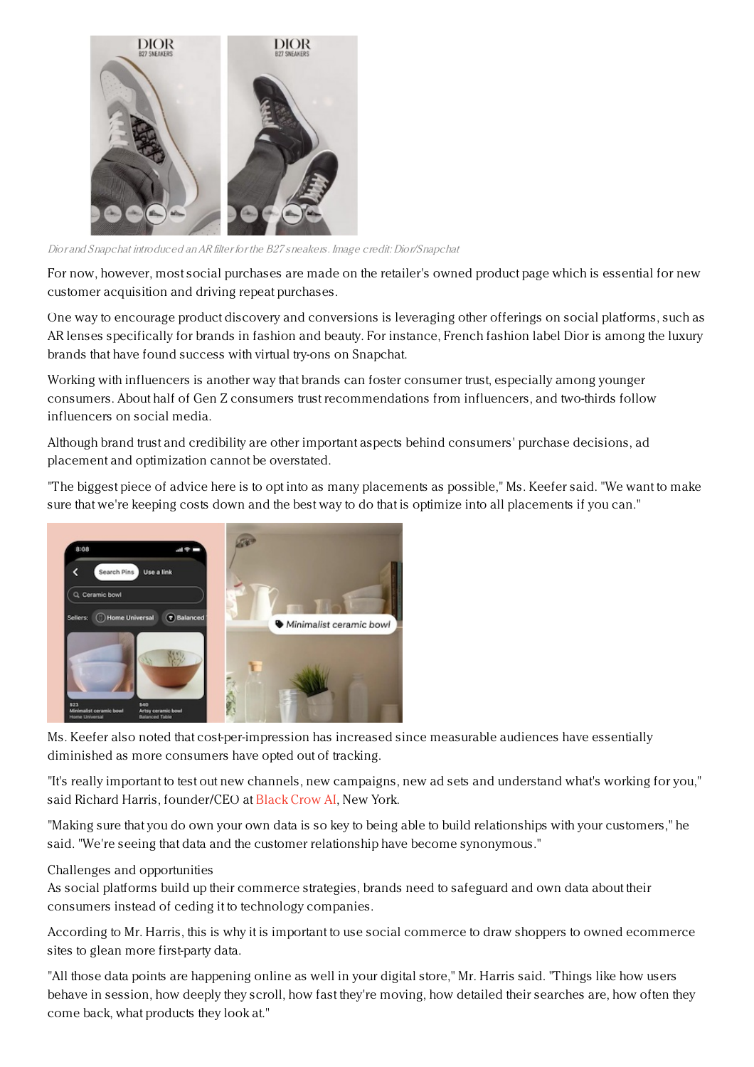*Dior and Snapchat introduced an AR filter for the B27 sneakers. Image credit: Dior/Snapchat*

For now, however, most social purchases are made on the retailer's owned product page which is essential for new customer acquisition and driving repeat purchases.

One way to encourage product discovery and conversions is leveraging other offerings on social platforms, such as AR lenses specifically for brands in fashion and beauty. For instance, French fashion label Dior is among the luxury brands that have found success with virtual try-ons on Snapchat.

Working with influencers is another way that brands can foster consumer trust, especially among younger consumers. About half of Gen Z consumers trust recommendations from influencers, and two-thirds follow influencers on social media.

Although brand trust and credibility are other important aspects behind consumers' purchase decisions, ad placement and optimization cannot be overstated.

"The biggest piece of advice here is to opt into as many placements as possible," Ms. Keefer said. "We want to make sure that we're keeping costs down and the best way to do that is optimize into all placements if you can."

Ms. Keefer also noted that cost-per-impression has increased since measurable audiences have essentially diminished as more consumers have opted out of tracking.

"It's really important to test out new channels, new campaigns, new ad sets and understand what's working for you," said Richard Harris, founder/CEO at Black Crow AI, New York.

"Making sure that you do own your own data is so key to being able to build relationships with your customers," he said. "We're seeing that data and the customer relationship have become synonymous."

Challenges and opportunities

As social platforms build up their commerce strategies, brands need to safeguard and own data about their consumers instead of ceding it to technology companies.

According to Mr. Harris, this is why it is important to use social commerce to draw shoppers to owned ecommerce sites to glean more first-party data.

"All those data points are happening online as well in your digital store," Mr. Harris said. "Things like how users behave in session, how deeply they scroll, how fast they're moving, how detailed their searches are, how often they come back, what products they look at."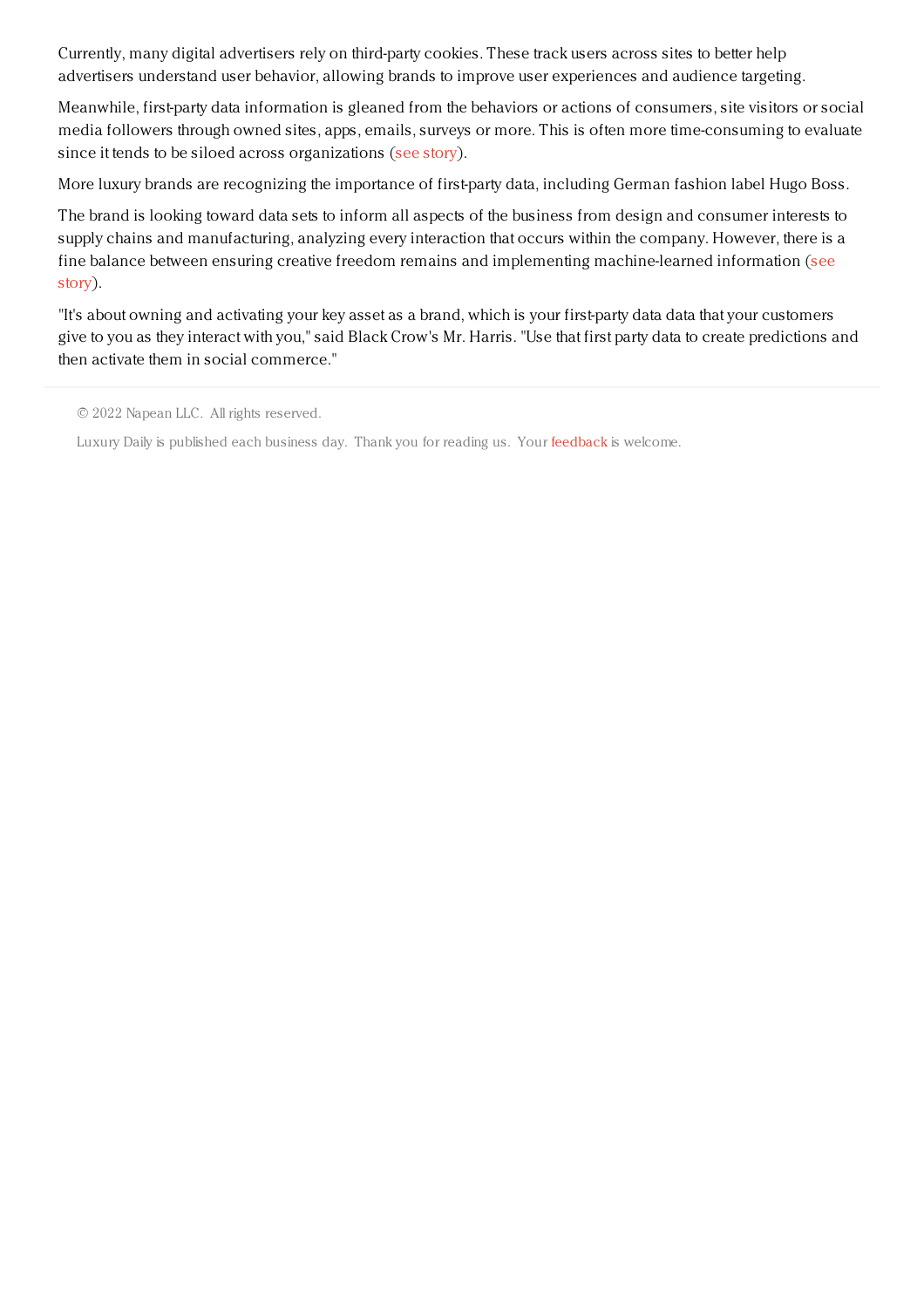Currently, many digital advertisers rely on third-party cookies. These track users across sites to better help advertisers understand user behavior, allowing brands to improve user experiences and audience targeting.

Meanwhile, first-party data information is gleaned from the behaviors or actions of consumers, site visitors or social media followers through owned sites, apps, emails, surveys or more. This is often more time-consuming to evaluate since it tends to be siloed across organizations (see story).

More luxury brands are recognizing the importance of first-party data, including German fashion label Hugo Boss.

The brand is looking toward data sets to inform all aspects of the business from design and consumer interests to supply chains and manufacturing, analyzing every interaction that occurs within the company. However, there is a fine balance between ensuring creative freedom remains and implementing machine-learned information (see story).

"It's about owning and activating your key asset as a brand, which is your first-party data data that your customers give to you as they interact with you," said Black Crow's Mr. Harris. "Use that first party data to create predictions and then activate them in social commerce."

© 2022 Napean LLC. All rights reserved.

Luxury Daily is published each business day. Thank you for reading us. Your feedback is welcome.